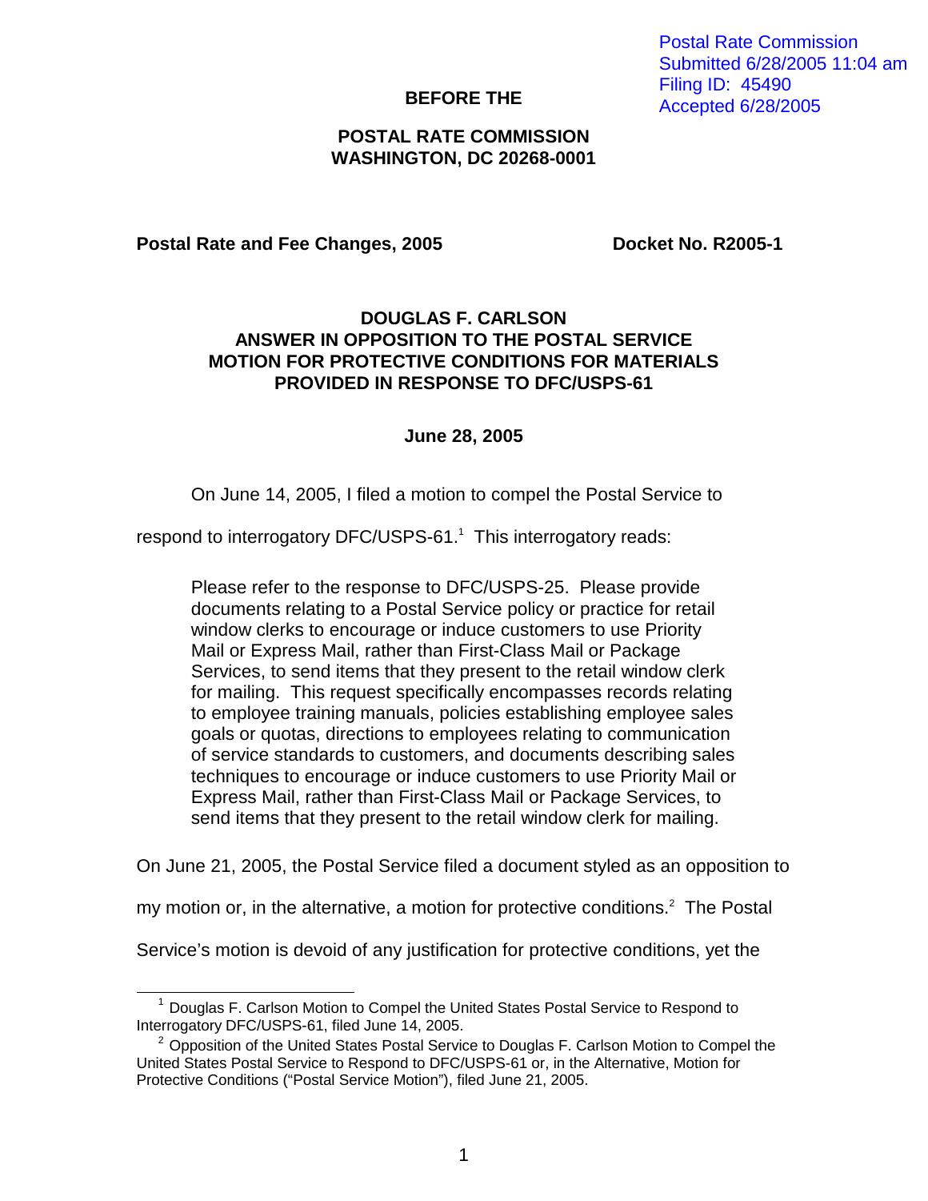Postal Rate Commission
Submitted 6/28/2005 11:04 am
Filing ID: 45490
Accepted 6/28/2005

**BEFORE THE**

**POSTAL RATE COMMISSION**
**WASHINGTON, DC 20268-0001**

**Postal Rate and Fee Changes, 2005** **Docket No. R2005-1**

**DOUGLAS F. CARLSON**
**ANSWER IN OPPOSITION TO THE POSTAL SERVICE**
**MOTION FOR PROTECTIVE CONDITIONS FOR MATERIALS**
**PROVIDED IN RESPONSE TO DFC/USPS-61**

**June 28, 2005**

On June 14, 2005, I filed a motion to compel the Postal Service to respond to interrogatory DFC/USPS-61.[1] This interrogatory reads:

> Please refer to the response to DFC/USPS-25. Please provide documents relating to a Postal Service policy or practice for retail window clerks to encourage or induce customers to use Priority Mail or Express Mail, rather than First-Class Mail or Package Services, to send items that they present to the retail window clerk for mailing. This request specifically encompasses records relating to employee training manuals, policies establishing employee sales goals or quotas, directions to employees relating to communication of service standards to customers, and documents describing sales techniques to encourage or induce customers to use Priority Mail or Express Mail, rather than First-Class Mail or Package Services, to send items that they present to the retail window clerk for mailing.

On June 21, 2005, the Postal Service filed a document styled as an opposition to my motion or, in the alternative, a motion for protective conditions.[2] The Postal Service's motion is devoid of any justification for protective conditions, yet the

[1] Douglas F. Carlson Motion to Compel the United States Postal Service to Respond to Interrogatory DFC/USPS-61, filed June 14, 2005.

[2] Opposition of the United States Postal Service to Douglas F. Carlson Motion to Compel the United States Postal Service to Respond to DFC/USPS-61 or, in the Alternative, Motion for Protective Conditions ("Postal Service Motion"), filed June 21, 2005.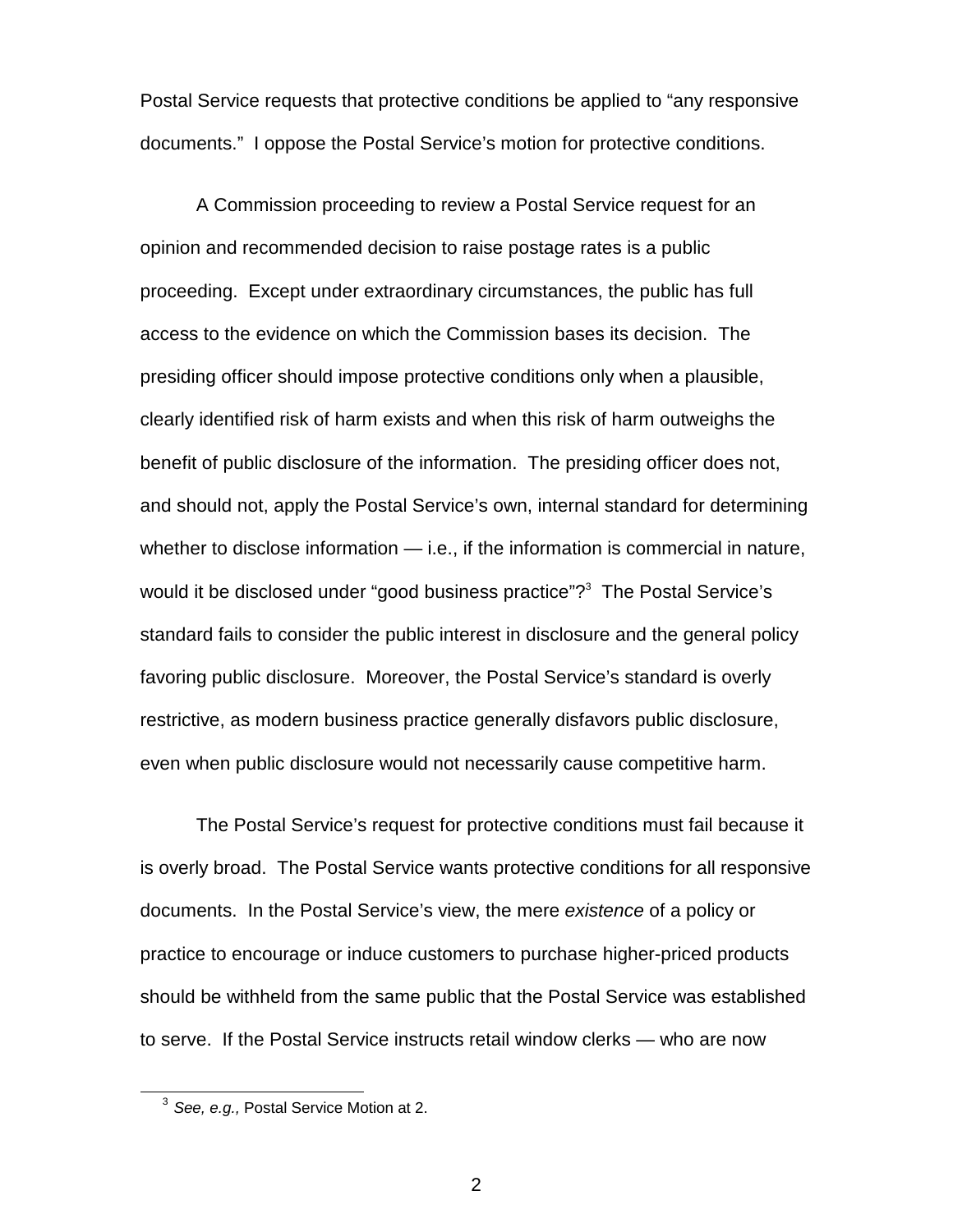Postal Service requests that protective conditions be applied to "any responsive documents." I oppose the Postal Service's motion for protective conditions.

A Commission proceeding to review a Postal Service request for an opinion and recommended decision to raise postage rates is a public proceeding. Except under extraordinary circumstances, the public has full access to the evidence on which the Commission bases its decision. The presiding officer should impose protective conditions only when a plausible, clearly identified risk of harm exists and when this risk of harm outweighs the benefit of public disclosure of the information. The presiding officer does not, and should not, apply the Postal Service's own, internal standard for determining whether to disclose information — i.e., if the information is commercial in nature, would it be disclosed under "good business practice"?[3] The Postal Service's standard fails to consider the public interest in disclosure and the general policy favoring public disclosure. Moreover, the Postal Service's standard is overly restrictive, as modern business practice generally disfavors public disclosure, even when public disclosure would not necessarily cause competitive harm.

The Postal Service's request for protective conditions must fail because it is overly broad. The Postal Service wants protective conditions for all responsive documents. In the Postal Service's view, the mere *existence* of a policy or practice to encourage or induce customers to purchase higher-priced products should be withheld from the same public that the Postal Service was established to serve. If the Postal Service instructs retail window clerks — who are now

[3] *See, e.g.,* Postal Service Motion at 2.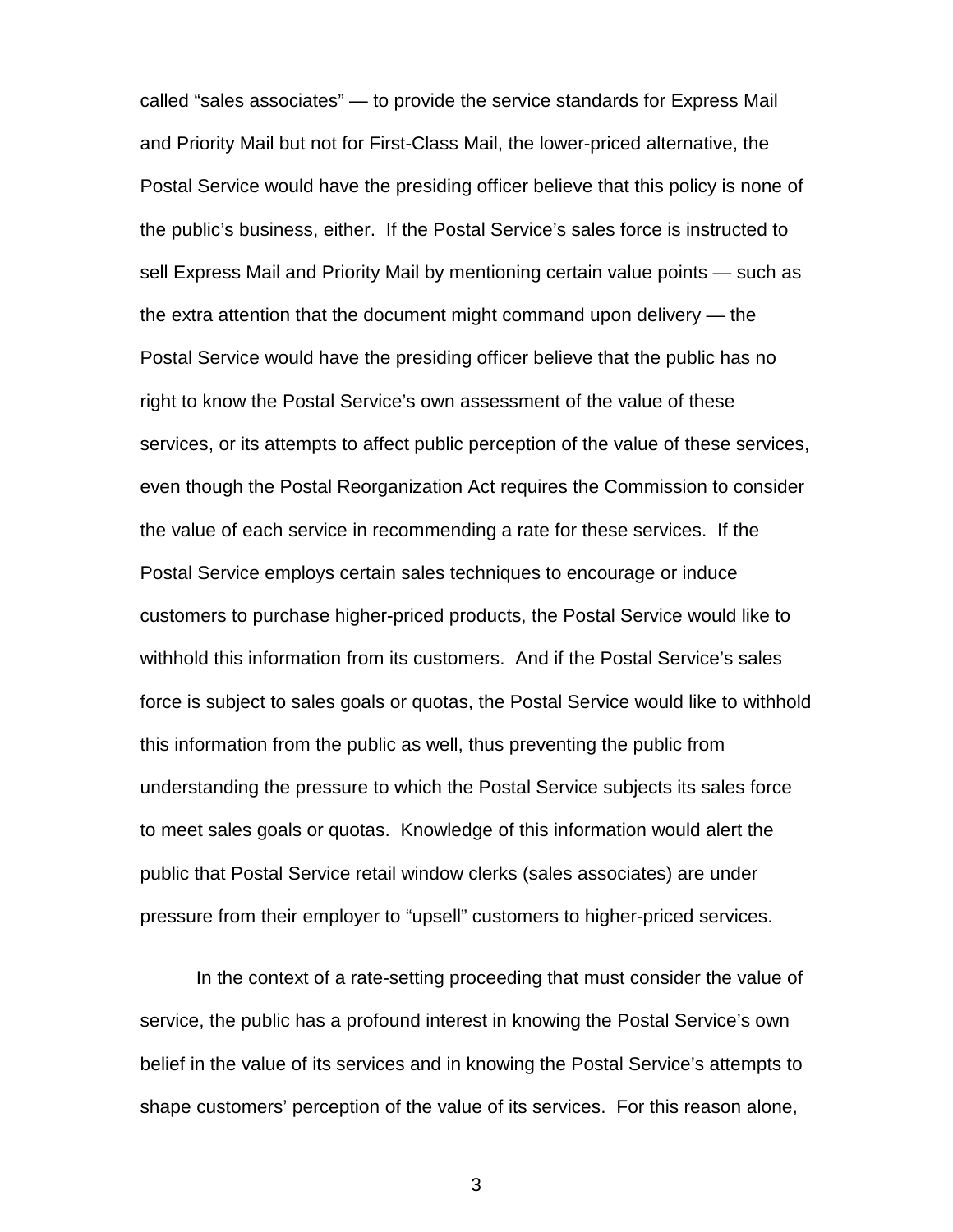called “sales associates” — to provide the service standards for Express Mail and Priority Mail but not for First-Class Mail, the lower-priced alternative, the Postal Service would have the presiding officer believe that this policy is none of the public’s business, either. If the Postal Service’s sales force is instructed to sell Express Mail and Priority Mail by mentioning certain value points — such as the extra attention that the document might command upon delivery — the Postal Service would have the presiding officer believe that the public has no right to know the Postal Service’s own assessment of the value of these services, or its attempts to affect public perception of the value of these services, even though the Postal Reorganization Act requires the Commission to consider the value of each service in recommending a rate for these services. If the Postal Service employs certain sales techniques to encourage or induce customers to purchase higher-priced products, the Postal Service would like to withhold this information from its customers. And if the Postal Service’s sales force is subject to sales goals or quotas, the Postal Service would like to withhold this information from the public as well, thus preventing the public from understanding the pressure to which the Postal Service subjects its sales force to meet sales goals or quotas. Knowledge of this information would alert the public that Postal Service retail window clerks (sales associates) are under pressure from their employer to “upsell” customers to higher-priced services.

In the context of a rate-setting proceeding that must consider the value of service, the public has a profound interest in knowing the Postal Service’s own belief in the value of its services and in knowing the Postal Service’s attempts to shape customers’ perception of the value of its services. For this reason alone,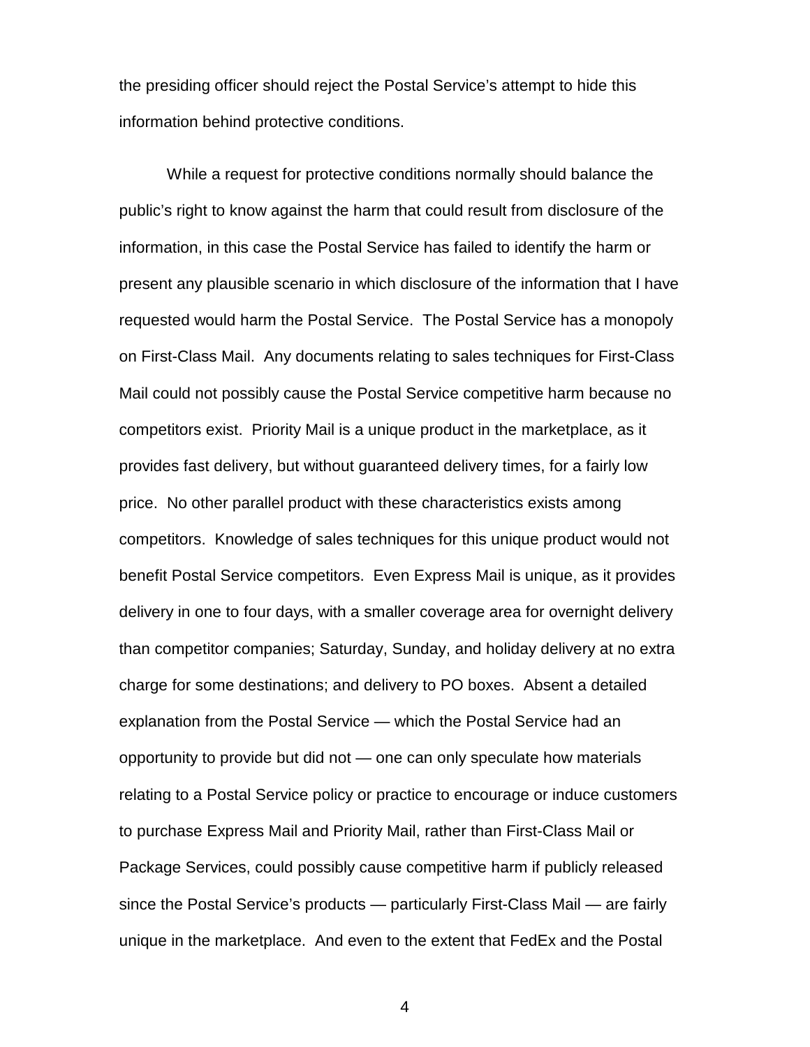the presiding officer should reject the Postal Service's attempt to hide this information behind protective conditions.

While a request for protective conditions normally should balance the public's right to know against the harm that could result from disclosure of the information, in this case the Postal Service has failed to identify the harm or present any plausible scenario in which disclosure of the information that I have requested would harm the Postal Service. The Postal Service has a monopoly on First-Class Mail. Any documents relating to sales techniques for First-Class Mail could not possibly cause the Postal Service competitive harm because no competitors exist. Priority Mail is a unique product in the marketplace, as it provides fast delivery, but without guaranteed delivery times, for a fairly low price. No other parallel product with these characteristics exists among competitors. Knowledge of sales techniques for this unique product would not benefit Postal Service competitors. Even Express Mail is unique, as it provides delivery in one to four days, with a smaller coverage area for overnight delivery than competitor companies; Saturday, Sunday, and holiday delivery at no extra charge for some destinations; and delivery to PO boxes. Absent a detailed explanation from the Postal Service — which the Postal Service had an opportunity to provide but did not — one can only speculate how materials relating to a Postal Service policy or practice to encourage or induce customers to purchase Express Mail and Priority Mail, rather than First-Class Mail or Package Services, could possibly cause competitive harm if publicly released since the Postal Service's products — particularly First-Class Mail — are fairly unique in the marketplace. And even to the extent that FedEx and the Postal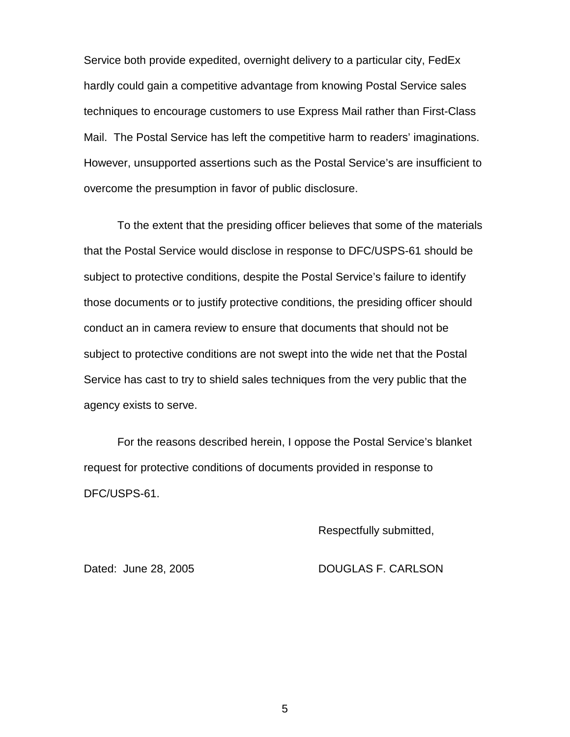Service both provide expedited, overnight delivery to a particular city, FedEx hardly could gain a competitive advantage from knowing Postal Service sales techniques to encourage customers to use Express Mail rather than First-Class Mail. The Postal Service has left the competitive harm to readers' imaginations. However, unsupported assertions such as the Postal Service's are insufficient to overcome the presumption in favor of public disclosure.

To the extent that the presiding officer believes that some of the materials that the Postal Service would disclose in response to DFC/USPS-61 should be subject to protective conditions, despite the Postal Service's failure to identify those documents or to justify protective conditions, the presiding officer should conduct an in camera review to ensure that documents that should not be subject to protective conditions are not swept into the wide net that the Postal Service has cast to try to shield sales techniques from the very public that the agency exists to serve.

For the reasons described herein, I oppose the Postal Service's blanket request for protective conditions of documents provided in response to DFC/USPS-61.

Respectfully submitted,

Dated: June 28, 2005

DOUGLAS F. CARLSON